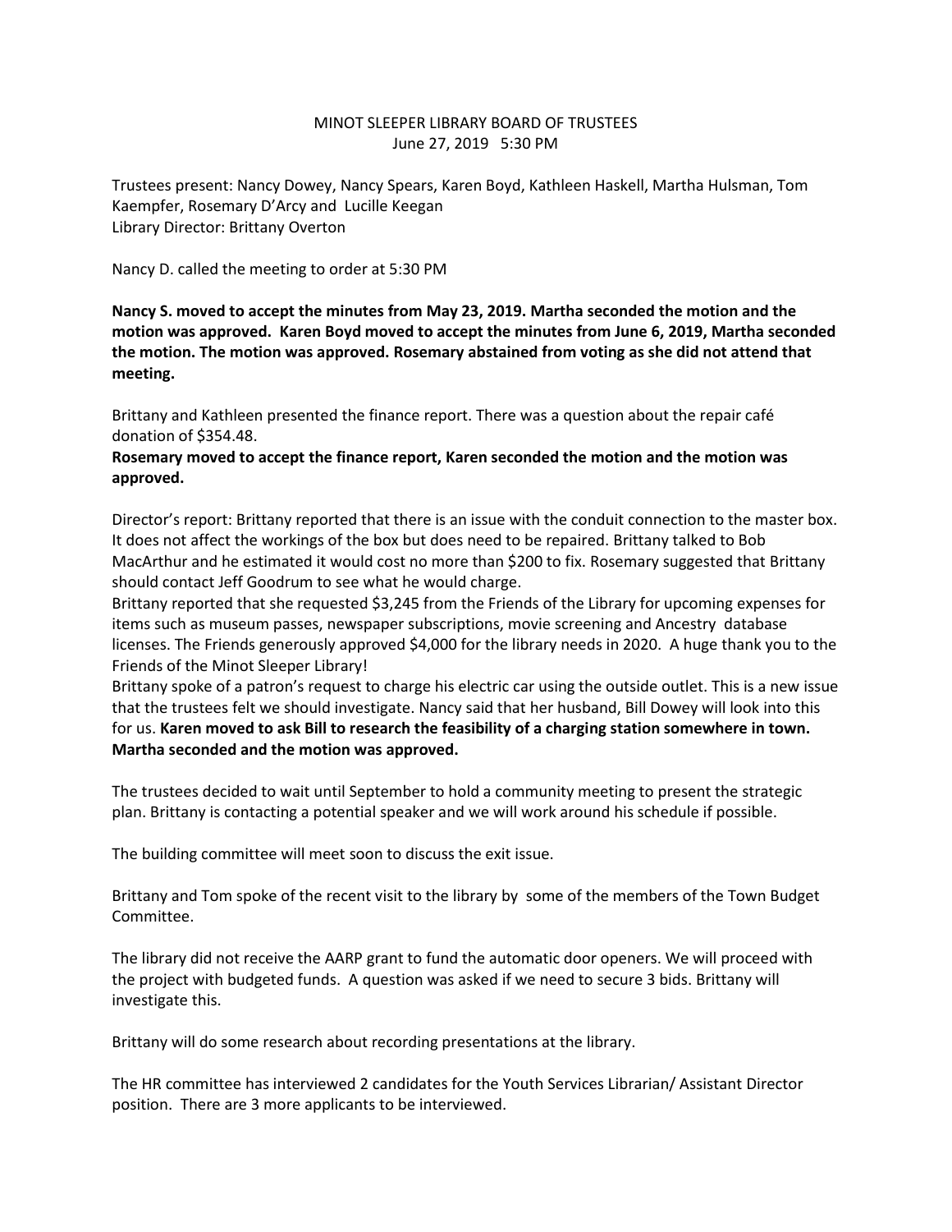# MINOT SLEEPER LIBRARY BOARD OF TRUSTEES

June 27, 2019 5:30 PM

Trustees present: Nancy Dowey, Nancy Spears, Karen Boyd, Kathleen Haskell, Martha Hulsman, Tom Kaempfer, Rosemary D'Arcy and Lucille Keegan
Library Director: Brittany Overton

Nancy D. called the meeting to order at 5:30 PM

**Nancy S. moved to accept the minutes from May 23, 2019. Martha seconded the motion and the motion was approved. Karen Boyd moved to accept the minutes from June 6, 2019, Martha seconded the motion. The motion was approved. Rosemary abstained from voting as she did not attend that meeting.**

Brittany and Kathleen presented the finance report. There was a question about the repair café donation of $354.48.

**Rosemary moved to accept the finance report, Karen seconded the motion and the motion was approved.**

Director's report: Brittany reported that there is an issue with the conduit connection to the master box. It does not affect the workings of the box but does need to be repaired. Brittany talked to Bob MacArthur and he estimated it would cost no more than $200 to fix. Rosemary suggested that Brittany should contact Jeff Goodrum to see what he would charge.

Brittany reported that she requested $3,245 from the Friends of the Library for upcoming expenses for items such as museum passes, newspaper subscriptions, movie screening and Ancestry database licenses. The Friends generously approved $4,000 for the library needs in 2020. A huge thank you to the Friends of the Minot Sleeper Library!

Brittany spoke of a patron's request to charge his electric car using the outside outlet. This is a new issue that the trustees felt we should investigate. Nancy said that her husband, Bill Dowey will look into this for us. **Karen moved to ask Bill to research the feasibility of a charging station somewhere in town. Martha seconded and the motion was approved.**

The trustees decided to wait until September to hold a community meeting to present the strategic plan. Brittany is contacting a potential speaker and we will work around his schedule if possible.

The building committee will meet soon to discuss the exit issue.

Brittany and Tom spoke of the recent visit to the library by some of the members of the Town Budget Committee.

The library did not receive the AARP grant to fund the automatic door openers. We will proceed with the project with budgeted funds. A question was asked if we need to secure 3 bids. Brittany will investigate this.

Brittany will do some research about recording presentations at the library.

The HR committee has interviewed 2 candidates for the Youth Services Librarian/ Assistant Director position. There are 3 more applicants to be interviewed.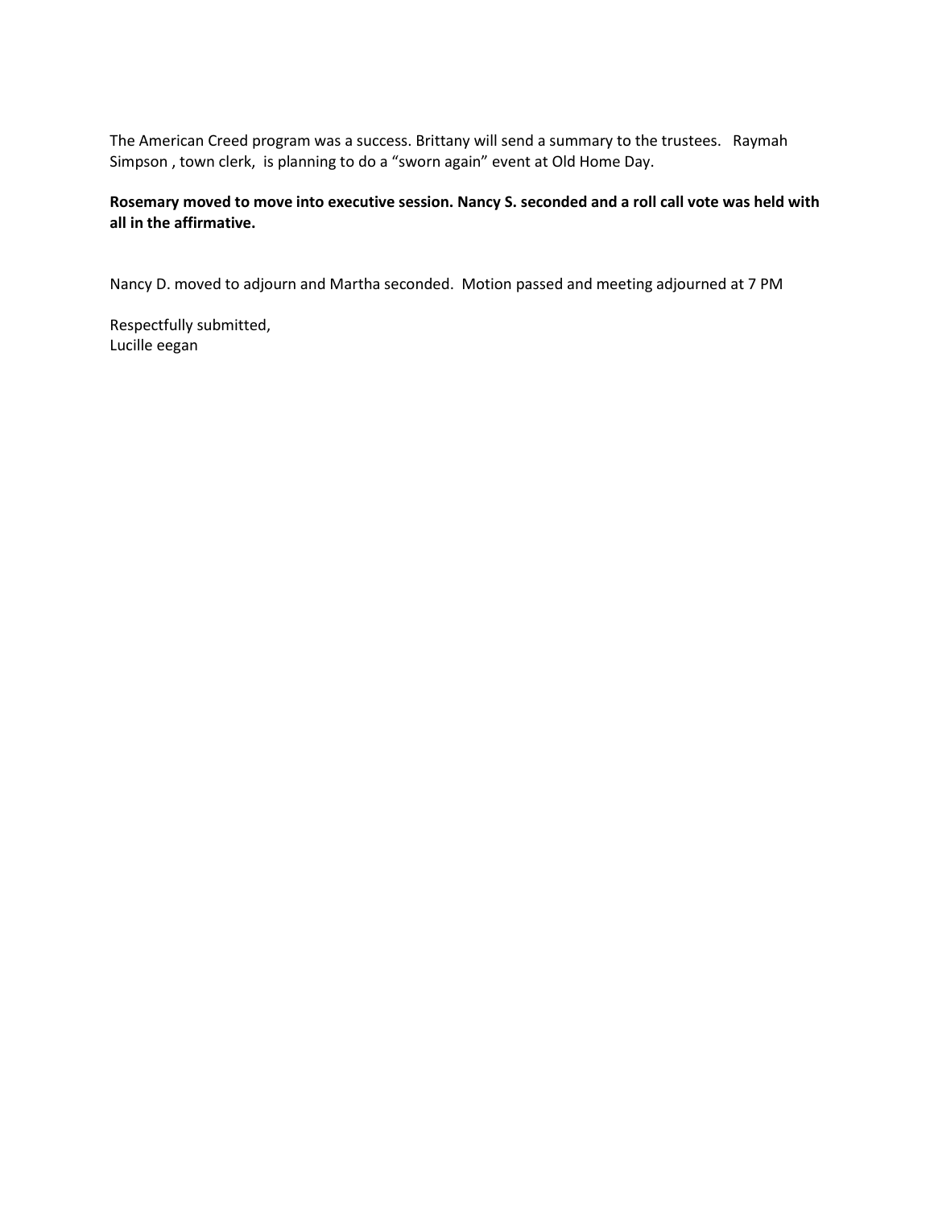The American Creed program was a success. Brittany will send a summary to the trustees. Raymah Simpson , town clerk, is planning to do a "sworn again" event at Old Home Day.

**Rosemary moved to move into executive session. Nancy S. seconded and a roll call vote was held with all in the affirmative.**

Nancy D. moved to adjourn and Martha seconded. Motion passed and meeting adjourned at 7 PM

Respectfully submitted,
Lucille eegan